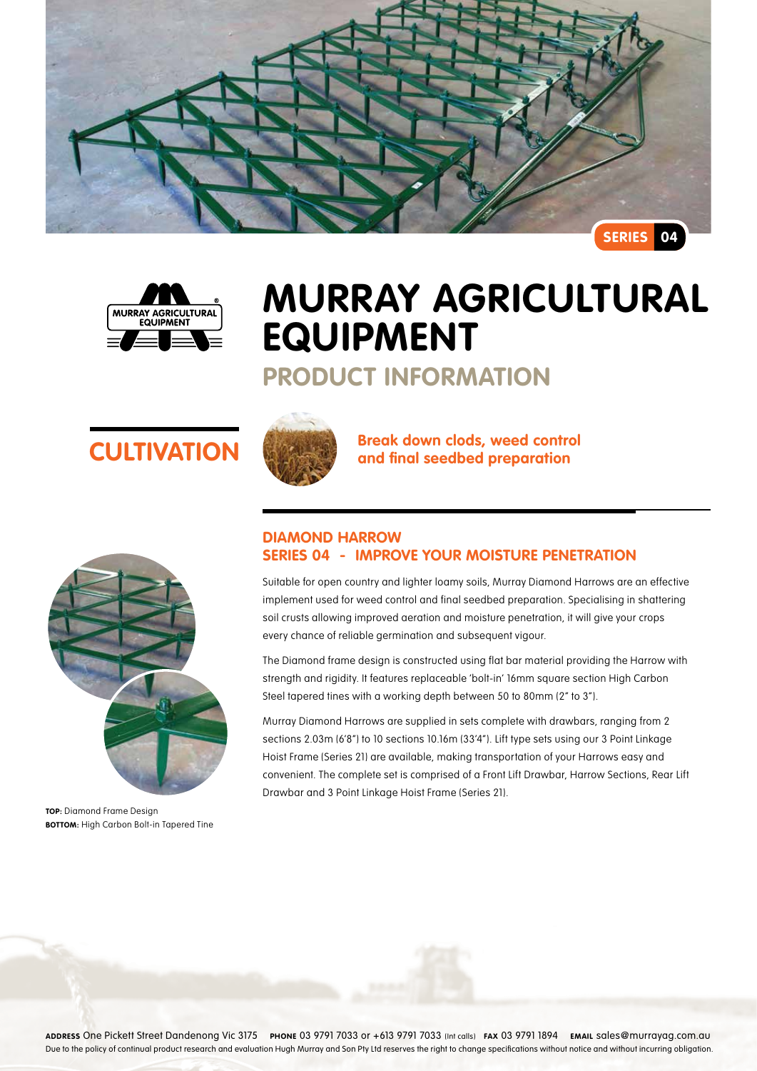SERIES 04

# MURRAY AGRICULTURAL EQUIPMENT

## PRODUCT INFORMATION

## CULTIVATION

**Break down clods, weed control and final seedbed preparation**

### DIAMOND HARROW
### SERIES 04 - IMPROVE YOUR MOISTURE PENETRATION

Suitable for open country and lighter loamy soils, Murray Diamond Harrows are an effective implement used for weed control and final seedbed preparation. Specialising in shattering soil crusts allowing improved aeration and moisture penetration, it will give your crops every chance of reliable germination and subsequent vigour.

The Diamond frame design is constructed using flat bar material providing the Harrow with strength and rigidity. It features replaceable 'bolt-in' 16mm square section High Carbon Steel tapered tines with a working depth between 50 to 80mm (2" to 3").

Murray Diamond Harrows are supplied in sets complete with drawbars, ranging from 2 sections 2.03m (6'8") to 10 sections 10.16m (33'4"). Lift type sets using our 3 Point Linkage Hoist Frame (Series 21) are available, making transportation of your Harrows easy and convenient. The complete set is comprised of a Front Lift Drawbar, Harrow Sections, Rear Lift Drawbar and 3 Point Linkage Hoist Frame (Series 21).

**TOP:** Diamond Frame Design
**BOTTOM:** High Carbon Bolt-in Tapered Tine

**ADDRESS** One Pickett Street Dandenong Vic 3175 **PHONE** 03 9791 7033 or +613 9791 7033 (Int calls) **FAX** 03 9791 1894 **EMAIL** sales@murrayag.com.au
Due to the policy of continual product research and evaluation Hugh Murray and Son Pty Ltd reserves the right to change specifications without notice and without incurring obligation.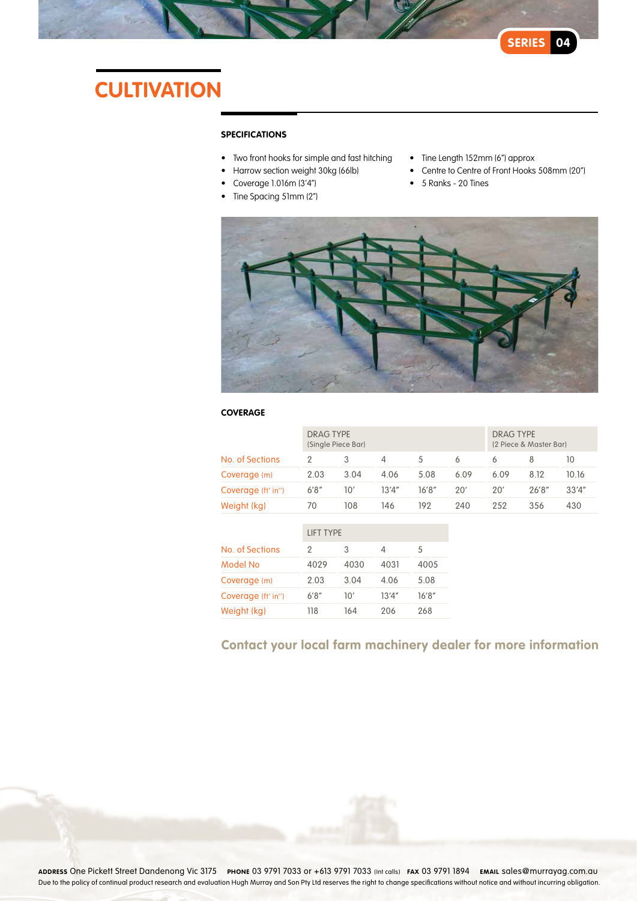SERIES 04

# CULTIVATION

### SPECIFICATIONS

- Two front hooks for simple and fast hitching
- Harrow section weight 30kg (66lb)
- Coverage 1.016m (3'4")
- Tine Spacing 51mm (2")
- Tine Length 152mm (6") approx
- Centre to Centre of Front Hooks 508mm (20")
- 5 Ranks - 20 Tines

### COVERAGE

| | DRAG TYPE (Single Piece Bar) | | | | | DRAG TYPE (2 Piece & Master Bar) | | |
|---|---|---|---|---|---|---|---|---|
| No. of Sections | 2 | 3 | 4 | 5 | 6 | 6 | 8 | 10 |
| Coverage (m) | 2.03 | 3.04 | 4.06 | 5.08 | 6.09 | 6.09 | 8.12 | 10.16 |
| Coverage (ft' in") | 6'8" | 10' | 13'4" | 16'8" | 20' | 20' | 26'8" | 33'4" |
| Weight (kg) | 70 | 108 | 146 | 192 | 240 | 252 | 356 | 430 |

| | LIFT TYPE | | | |
|---|---|---|---|---|
| No. of Sections | 2 | 3 | 4 | 5 |
| Model No | 4029 | 4030 | 4031 | 4005 |
| Coverage (m) | 2.03 | 3.04 | 4.06 | 5.08 |
| Coverage (ft' in") | 6'8" | 10' | 13'4" | 16'8" |
| Weight (kg) | 118 | 164 | 206 | 268 |

**Contact your local farm machinery dealer for more information**

**ADDRESS** One Pickett Street Dandenong Vic 3175 **PHONE** 03 9791 7033 or +613 9791 7033 (Int calls) **FAX** 03 9791 1894 **EMAIL** sales@murrayag.com.au

Due to the policy of continual product research and evaluation Hugh Murray and Son Pty Ltd reserves the right to change specifications without notice and without incurring obligation.